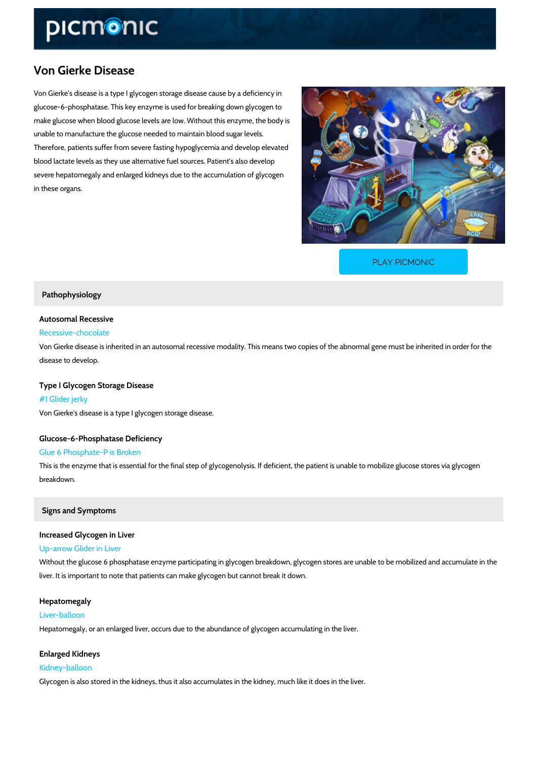# Von Gierke Disease

Von Gierke's disease is a type I glycogen storage disease cause by a deficiency in glucose-6-phosphatase. This key enzyme is used for breaking down glycogen to make glucose when blood glucose levels are low. Without this enzyme, the body is unable to manufacture the glucose needed to maintain blood sugar levels. Therefore, patients suffer from severe fasting hypoglycemia and develop elevated blood lactate levels as they use alternative fuel sources. Patient's also develop severe hepatomegaly and enlarged kidneys due to the accumulation of glycogen in these organs.

PLAY PICMONIC

## Pathophysiology

### Autosomal Recessive

Recessive-chocolate

Von Gierke disease is inherited in an autosomal recessive modality. This means two copies of the abnormal gene must be inherited in order for the disease to develop.

### Type I Glycogen Storage Disease

#1 Glider jerky

Von Gierke's disease is a type I glycogen storage disease.

### Glucose-6-Phosphatase Deficiency

Glue 6 Phosphate-P is Broken

This is the enzyme that is essential for the final step of glycogenolysis. If deficient, the patient is unable to mobilize glucose stores via glycogen breakdown.

## Signs and Symptoms

### Increased Glycogen in Liver

Up-arrow Glider in Liver

Without the glucose 6 phosphatase enzyme participating in glycogen breakdown, glycogen stores are unable to be mobilized and accumulate in the liver. It is important to note that patients can make glycogen but cannot break it down.

### Hepatomegaly

Liver-balloon

Hepatomegaly, or an enlarged liver, occurs due to the abundance of glycogen accumulating in the liver.

### Enlarged Kidneys

Kidney-balloon

Glycogen is also stored in the kidneys, thus it also accumulates in the kidney, much like it does in the liver.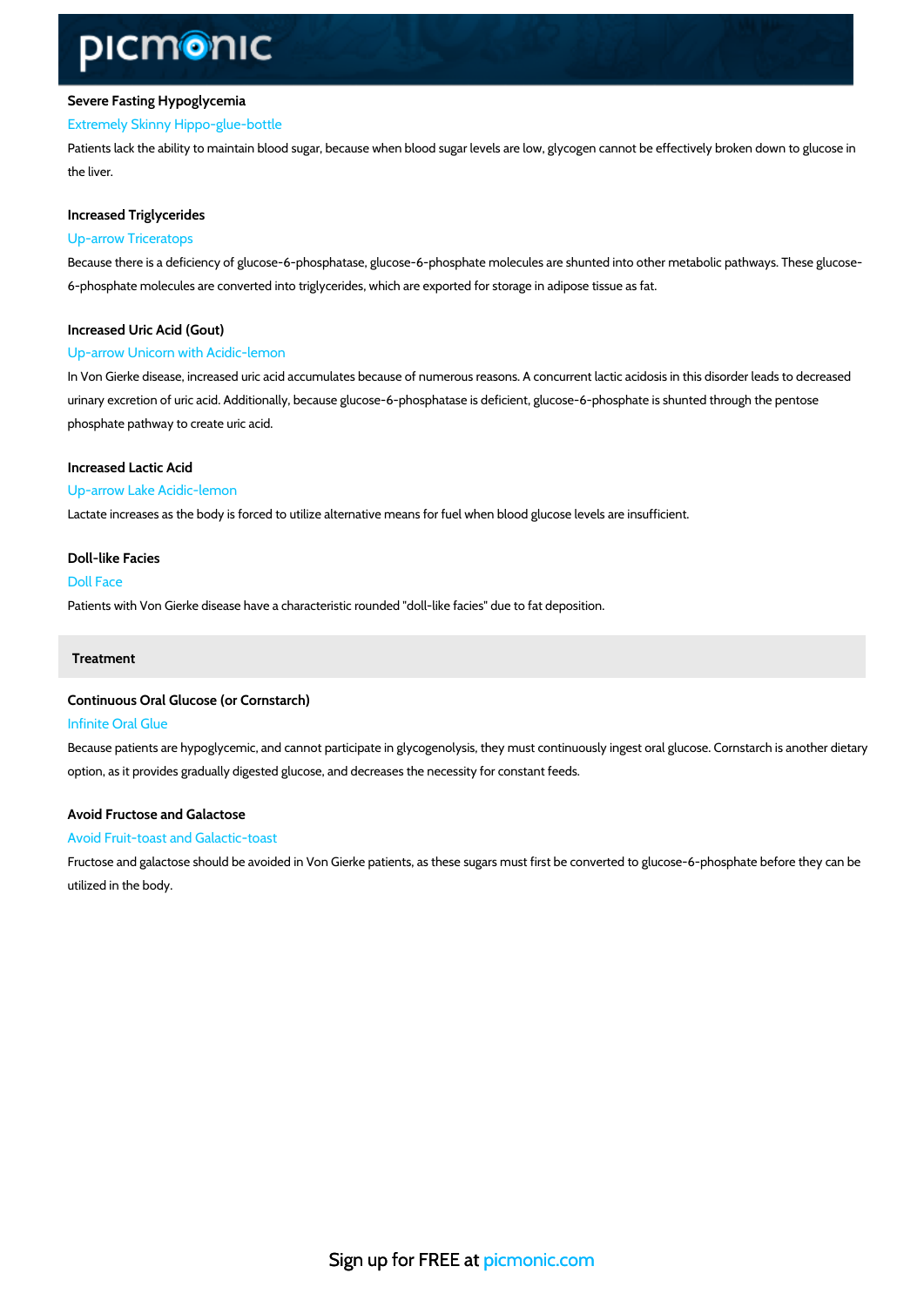**Severe Fasting Hypoglycemia**

Extremely Skinny Hippo-glue-bottle

Patients lack the ability to maintain blood sugar, because when blood sugar levels are low, glycogen cannot be effectively broken down to glucose in the liver.

**Increased Triglycerides**

Up-arrow Triceratops

Because there is a deficiency of glucose-6-phosphatase, glucose-6-phosphate molecules are shunted into other metabolic pathways. These glucose-6-phosphate molecules are converted into triglycerides, which are exported for storage in adipose tissue as fat.

**Increased Uric Acid (Gout)**

Up-arrow Unicorn with Acidic-lemon

In Von Gierke disease, increased uric acid accumulates because of numerous reasons. A concurrent lactic acidosis in this disorder leads to decreased urinary excretion of uric acid. Additionally, because glucose-6-phosphatase is deficient, glucose-6-phosphate is shunted through the pentose phosphate pathway to create uric acid.

**Increased Lactic Acid**

Up-arrow Lake Acidic-lemon

Lactate increases as the body is forced to utilize alternative means for fuel when blood glucose levels are insufficient.

**Doll-like Facies**

Doll Face

Patients with Von Gierke disease have a characteristic rounded "doll-like facies" due to fat deposition.

## Treatment

**Continuous Oral Glucose (or Cornstarch)**

Infinite Oral Glue

Because patients are hypoglycemic, and cannot participate in glycogenolysis, they must continuously ingest oral glucose. Cornstarch is another dietary option, as it provides gradually digested glucose, and decreases the necessity for constant feeds.

**Avoid Fructose and Galactose**

Avoid Fruit-toast and Galactic-toast

Fructose and galactose should be avoided in Von Gierke patients, as these sugars must first be converted to glucose-6-phosphate before they can be utilized in the body.